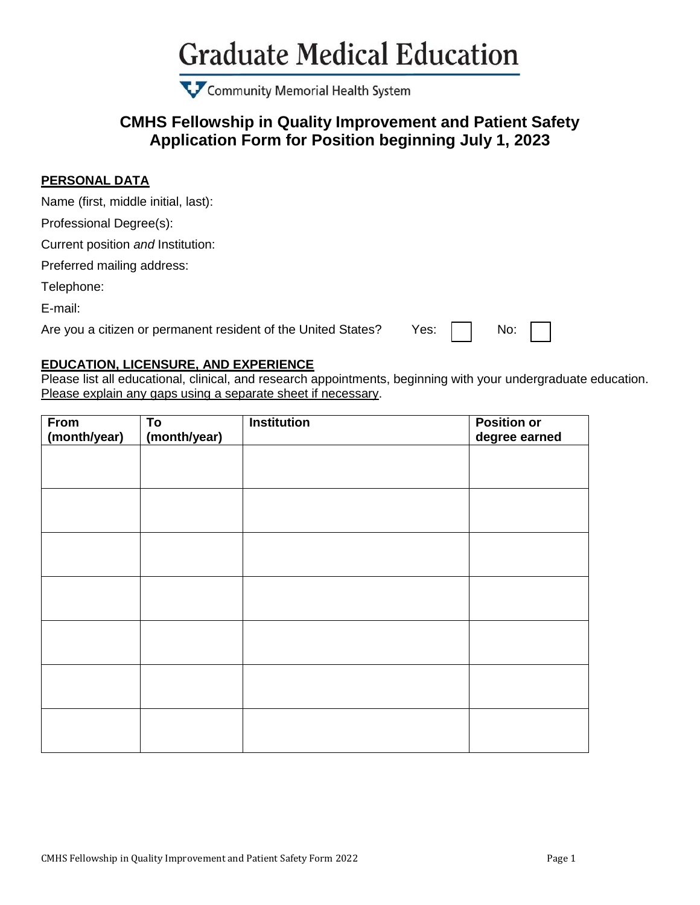# Graduate Medical Education

Community Memorial Health System

## CMHS Fellowship in Quality Improvement and Patient Safety
## Application Form for Position beginning July 1, 2023

**PERSONAL DATA**

Name (first, middle initial, last):

Professional Degree(s):

Current position *and* Institution:

Preferred mailing address:

Telephone:

E-mail:

Are you a citizen or permanent resident of the United States? Yes: ☐ No: ☐

**EDUCATION, LICENSURE, AND EXPERIENCE**

Please list all educational, clinical, and research appointments, beginning with your undergraduate education. Please explain any gaps using a separate sheet if necessary.

| From (month/year) | To (month/year) | Institution | Position or degree earned |
|---|---|---|---|
| | | | |
| | | | |
| | | | |
| | | | |
| | | | |
| | | | |
| | | | |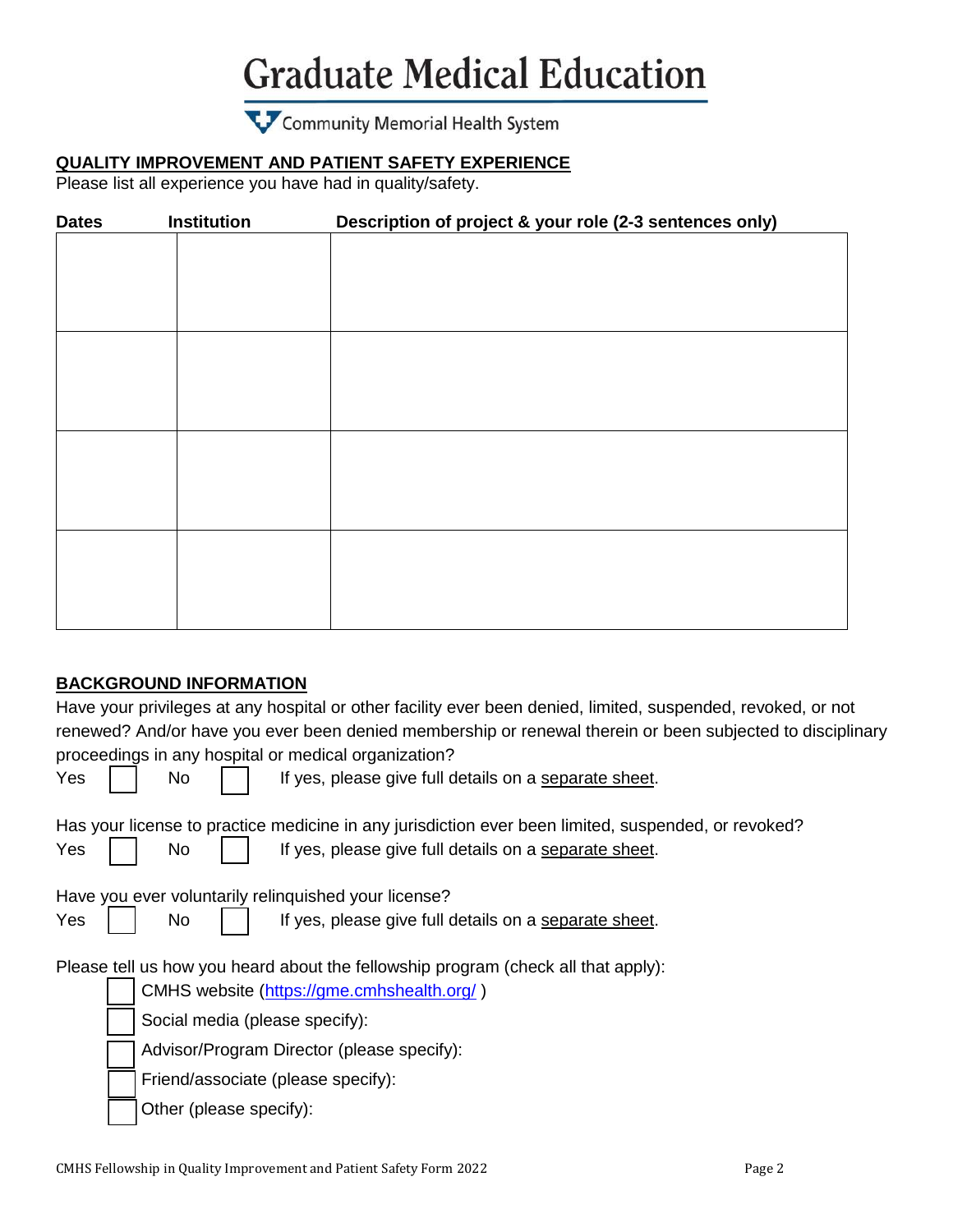# Graduate Medical Education

Community Memorial Health System

## QUALITY IMPROVEMENT AND PATIENT SAFETY EXPERIENCE

Please list all experience you have had in quality/safety.

| Dates | Institution | Description of project & your role (2-3 sentences only) |
|---|---|---|
| | | |
| | | |
| | | |
| | | |

## BACKGROUND INFORMATION

Have your privileges at any hospital or other facility ever been denied, limited, suspended, revoked, or not renewed? And/or have you ever been denied membership or renewal therein or been subjected to disciplinary proceedings in any hospital or medical organization?

Yes ☐ No ☐ If yes, please give full details on a separate sheet.

Has your license to practice medicine in any jurisdiction ever been limited, suspended, or revoked?

Yes ☐ No ☐ If yes, please give full details on a separate sheet.

Have you ever voluntarily relinquished your license?

Yes ☐ No ☐ If yes, please give full details on a separate sheet.

Please tell us how you heard about the fellowship program (check all that apply):

- ☐ CMHS website (https://gme.cmhshealth.org/ )
- ☐ Social media (please specify):
- ☐ Advisor/Program Director (please specify):
- ☐ Friend/associate (please specify):
- ☐ Other (please specify):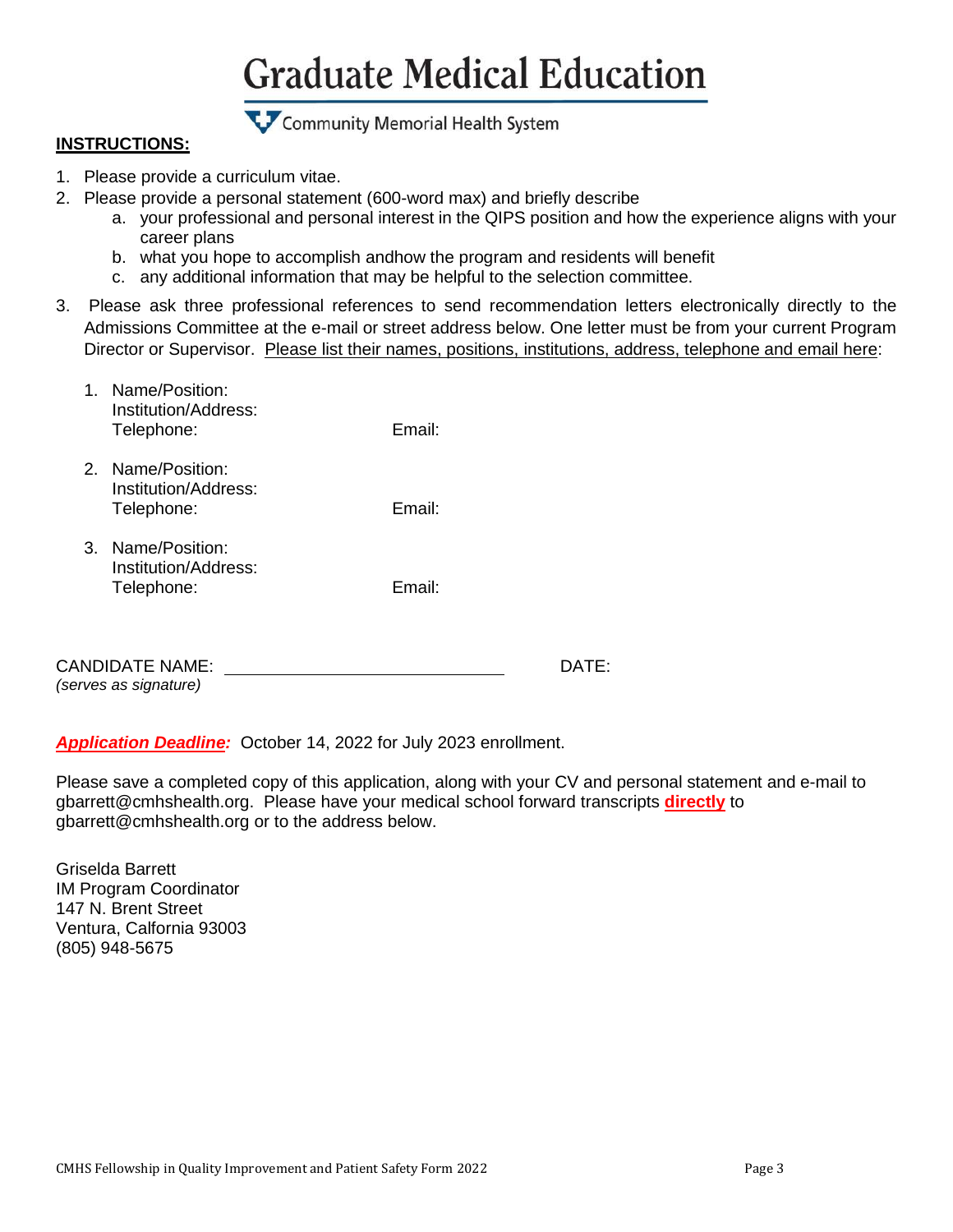# Graduate Medical Education

Community Memorial Health System

**INSTRUCTIONS:**

1. Please provide a curriculum vitae.
2. Please provide a personal statement (600-word max) and briefly describe
   a. your professional and personal interest in the QIPS position and how the experience aligns with your career plans
   b. what you hope to accomplish andhow the program and residents will benefit
   c. any additional information that may be helpful to the selection committee.
3. Please ask three professional references to send recommendation letters electronically directly to the Admissions Committee at the e-mail or street address below. One letter must be from your current Program Director or Supervisor. Please list their names, positions, institutions, address, telephone and email here:

   1. Name/Position:
      Institution/Address:
      Telephone: Email:

   2. Name/Position:
      Institution/Address:
      Telephone: Email:

   3. Name/Position:
      Institution/Address:
      Telephone: Email:

CANDIDATE NAME: ______________________________ DATE:
*(serves as signature)*

***Application Deadline:*** October 14, 2022 for July 2023 enrollment.

Please save a completed copy of this application, along with your CV and personal statement and e-mail to gbarrett@cmhshealth.org. Please have your medical school forward transcripts **directly** to gbarrett@cmhshealth.org or to the address below.

Griselda Barrett
IM Program Coordinator
147 N. Brent Street
Ventura, Calfornia 93003
(805) 948-5675